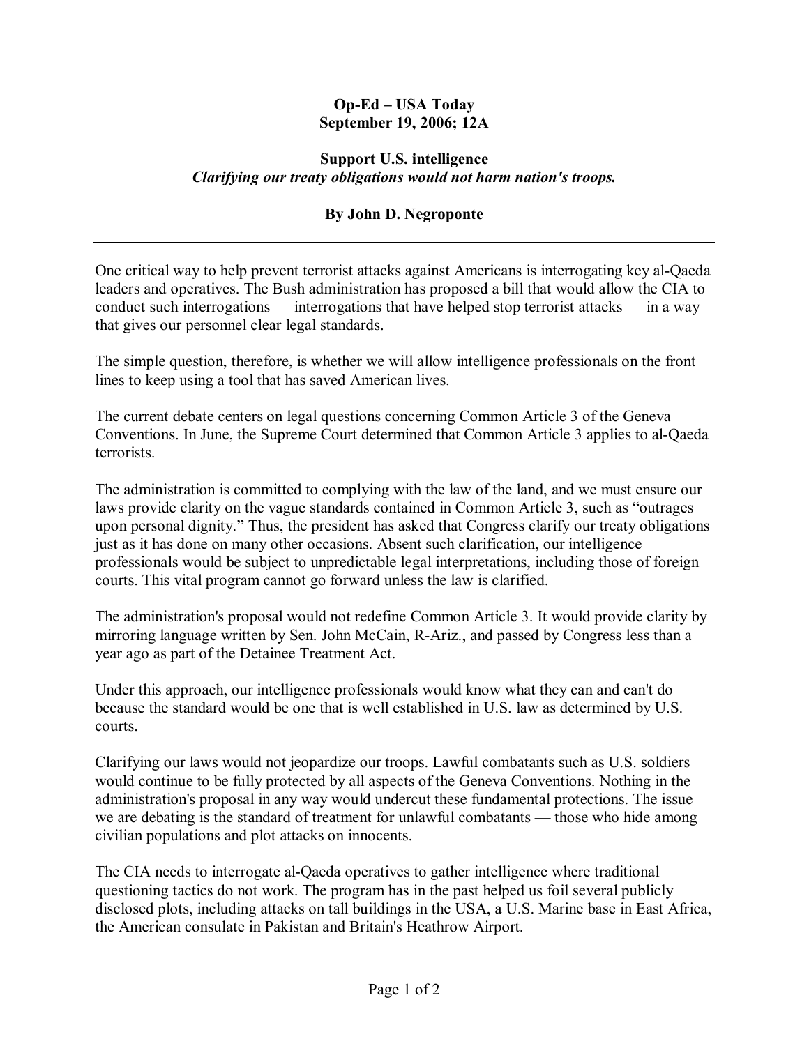**Op-Ed – USA Today**
**September 19, 2006; 12A**

**Support U.S. intelligence**
***Clarifying our treaty obligations would not harm nation's troops.***

**By John D. Negroponte**

---

One critical way to help prevent terrorist attacks against Americans is interrogating key al-Qaeda leaders and operatives. The Bush administration has proposed a bill that would allow the CIA to conduct such interrogations — interrogations that have helped stop terrorist attacks — in a way that gives our personnel clear legal standards.

The simple question, therefore, is whether we will allow intelligence professionals on the front lines to keep using a tool that has saved American lives.

The current debate centers on legal questions concerning Common Article 3 of the Geneva Conventions. In June, the Supreme Court determined that Common Article 3 applies to al-Qaeda terrorists.

The administration is committed to complying with the law of the land, and we must ensure our laws provide clarity on the vague standards contained in Common Article 3, such as "outrages upon personal dignity." Thus, the president has asked that Congress clarify our treaty obligations just as it has done on many other occasions. Absent such clarification, our intelligence professionals would be subject to unpredictable legal interpretations, including those of foreign courts. This vital program cannot go forward unless the law is clarified.

The administration's proposal would not redefine Common Article 3. It would provide clarity by mirroring language written by Sen. John McCain, R-Ariz., and passed by Congress less than a year ago as part of the Detainee Treatment Act.

Under this approach, our intelligence professionals would know what they can and can't do because the standard would be one that is well established in U.S. law as determined by U.S. courts.

Clarifying our laws would not jeopardize our troops. Lawful combatants such as U.S. soldiers would continue to be fully protected by all aspects of the Geneva Conventions. Nothing in the administration's proposal in any way would undercut these fundamental protections. The issue we are debating is the standard of treatment for unlawful combatants — those who hide among civilian populations and plot attacks on innocents.

The CIA needs to interrogate al-Qaeda operatives to gather intelligence where traditional questioning tactics do not work. The program has in the past helped us foil several publicly disclosed plots, including attacks on tall buildings in the USA, a U.S. Marine base in East Africa, the American consulate in Pakistan and Britain's Heathrow Airport.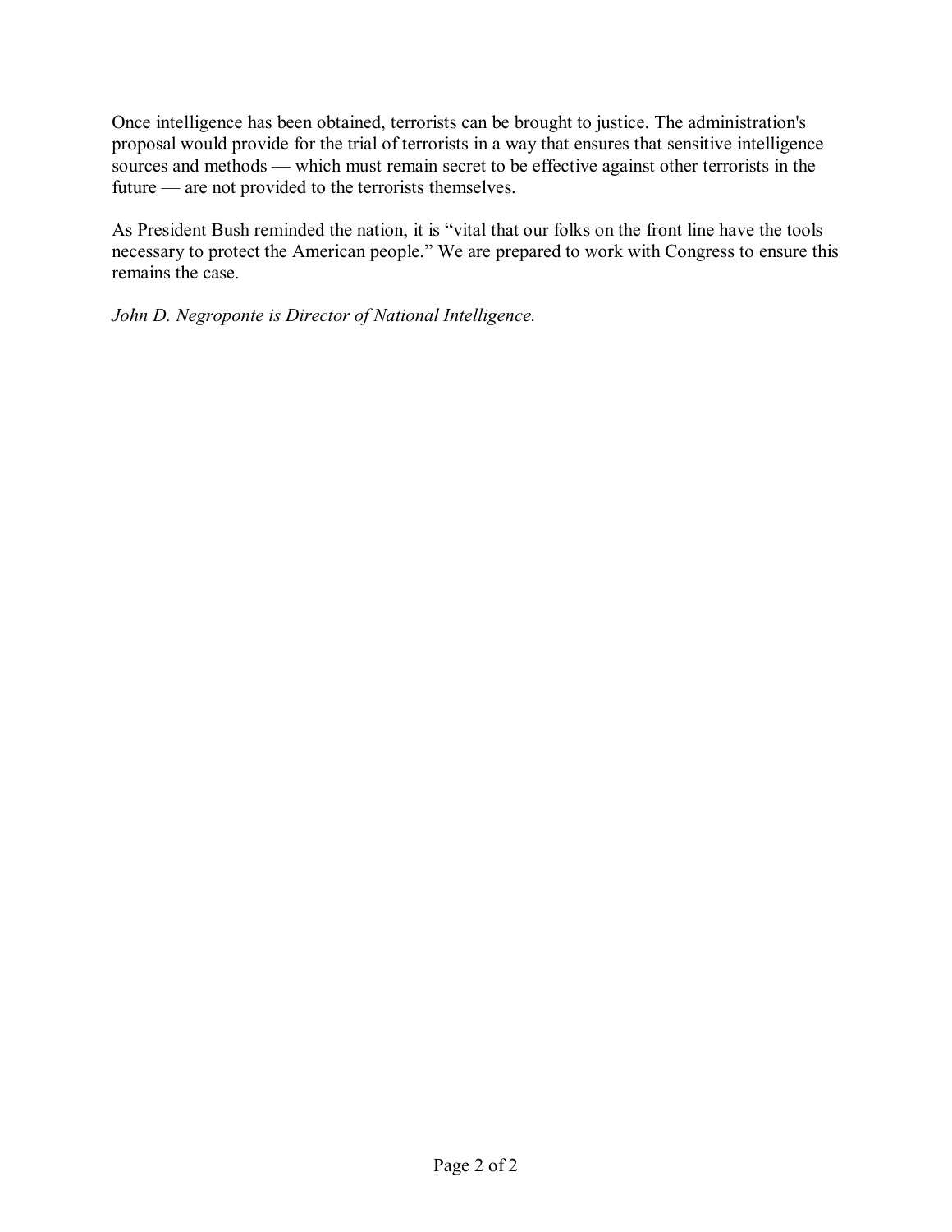Once intelligence has been obtained, terrorists can be brought to justice. The administration's proposal would provide for the trial of terrorists in a way that ensures that sensitive intelligence sources and methods — which must remain secret to be effective against other terrorists in the future — are not provided to the terrorists themselves.

As President Bush reminded the nation, it is “vital that our folks on the front line have the tools necessary to protect the American people.” We are prepared to work with Congress to ensure this remains the case.

*John D. Negroponte is Director of National Intelligence.*